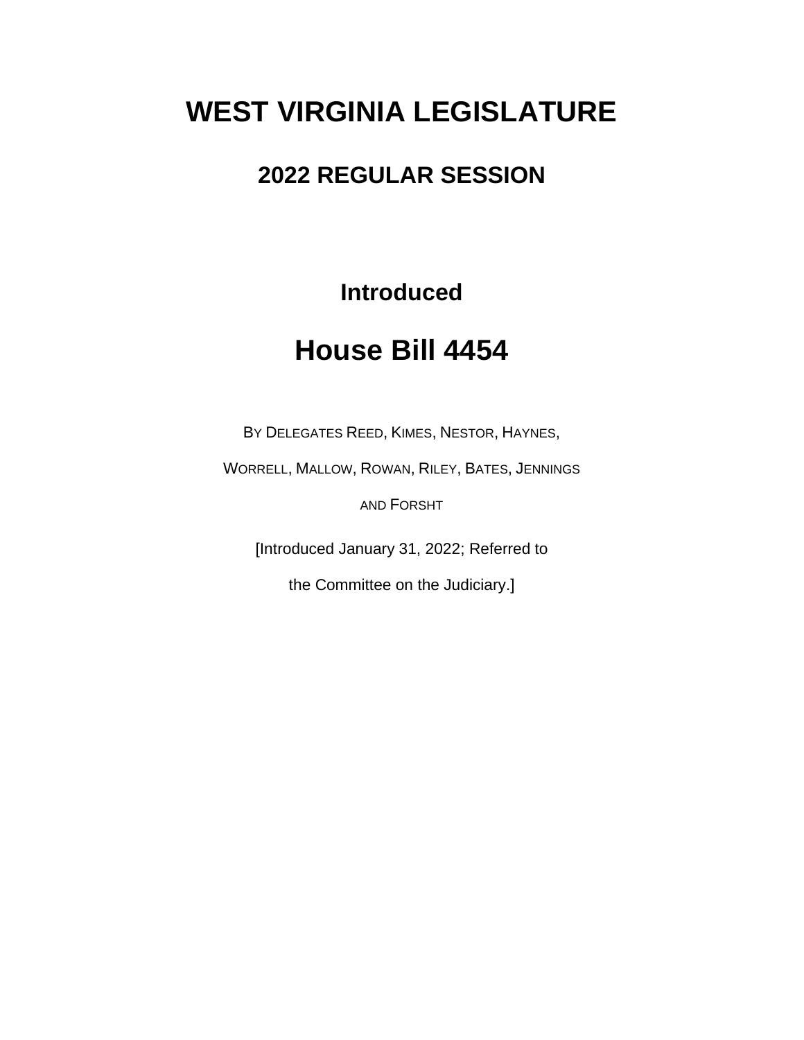# WEST VIRGINIA LEGISLATURE

## 2022 REGULAR SESSION

### Introduced

# House Bill 4454

BY DELEGATES REED, KIMES, NESTOR, HAYNES, WORRELL, MALLOW, ROWAN, RILEY, BATES, JENNINGS AND FORSHT

[Introduced January 31, 2022; Referred to the Committee on the Judiciary.]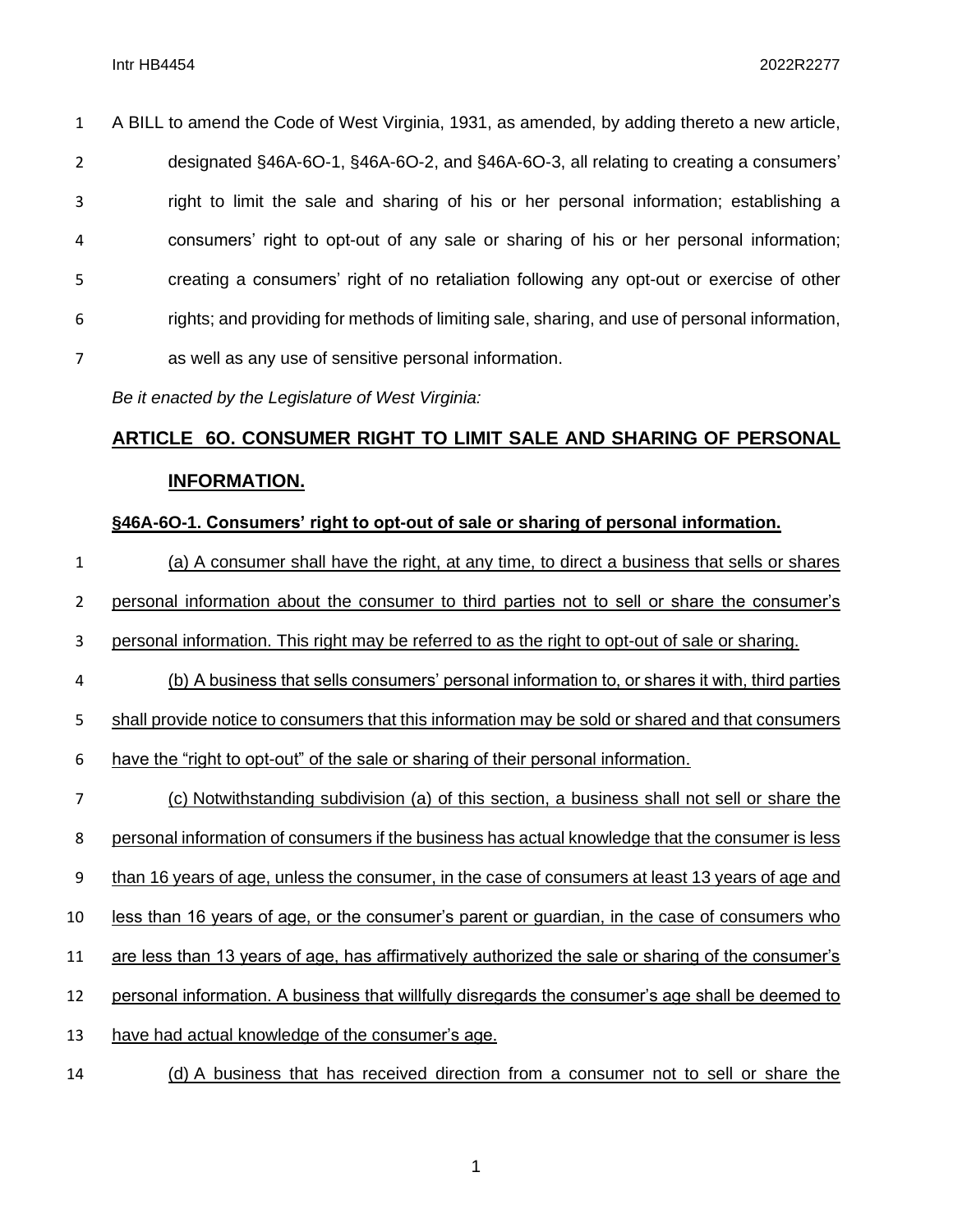A BILL to amend the Code of West Virginia, 1931, as amended, by adding thereto a new article, designated §46A-6O-1, §46A-6O-2, and §46A-6O-3, all relating to creating a consumers' right to limit the sale and sharing of his or her personal information; establishing a consumers' right to opt-out of any sale or sharing of his or her personal information; creating a consumers' right of no retaliation following any opt-out or exercise of other rights; and providing for methods of limiting sale, sharing, and use of personal information, as well as any use of sensitive personal information.

*Be it enacted by the Legislature of West Virginia:*

## ARTICLE 6O. CONSUMER RIGHT TO LIMIT SALE AND SHARING OF PERSONAL INFORMATION.

### §46A-6O-1. Consumers' right to opt-out of sale or sharing of personal information.

(a) A consumer shall have the right, at any time, to direct a business that sells or shares personal information about the consumer to third parties not to sell or share the consumer's personal information. This right may be referred to as the right to opt-out of sale or sharing.

(b) A business that sells consumers' personal information to, or shares it with, third parties shall provide notice to consumers that this information may be sold or shared and that consumers have the "right to opt-out" of the sale or sharing of their personal information.

(c) Notwithstanding subdivision (a) of this section, a business shall not sell or share the personal information of consumers if the business has actual knowledge that the consumer is less than 16 years of age, unless the consumer, in the case of consumers at least 13 years of age and less than 16 years of age, or the consumer's parent or guardian, in the case of consumers who are less than 13 years of age, has affirmatively authorized the sale or sharing of the consumer's personal information. A business that willfully disregards the consumer's age shall be deemed to have had actual knowledge of the consumer's age.

(d) A business that has received direction from a consumer not to sell or share the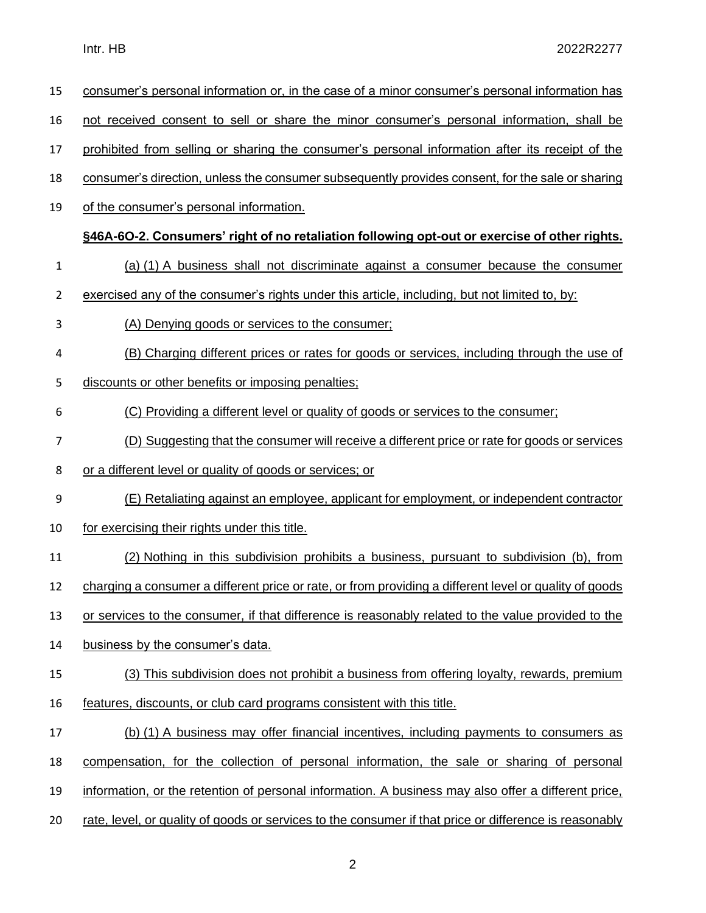consumer's personal information or, in the case of a minor consumer's personal information has not received consent to sell or share the minor consumer's personal information, shall be prohibited from selling or sharing the consumer's personal information after its receipt of the consumer's direction, unless the consumer subsequently provides consent, for the sale or sharing of the consumer's personal information.

**§46A-6O-2. Consumers' right of no retaliation following opt-out or exercise of other rights.**

(a) (1) A business shall not discriminate against a consumer because the consumer exercised any of the consumer's rights under this article, including, but not limited to, by:

(A) Denying goods or services to the consumer;

(B) Charging different prices or rates for goods or services, including through the use of discounts or other benefits or imposing penalties;

(C) Providing a different level or quality of goods or services to the consumer;

(D) Suggesting that the consumer will receive a different price or rate for goods or services or a different level or quality of goods or services; or

(E) Retaliating against an employee, applicant for employment, or independent contractor for exercising their rights under this title.

(2) Nothing in this subdivision prohibits a business, pursuant to subdivision (b), from charging a consumer a different price or rate, or from providing a different level or quality of goods or services to the consumer, if that difference is reasonably related to the value provided to the business by the consumer's data.

(3) This subdivision does not prohibit a business from offering loyalty, rewards, premium features, discounts, or club card programs consistent with this title.

(b) (1) A business may offer financial incentives, including payments to consumers as compensation, for the collection of personal information, the sale or sharing of personal information, or the retention of personal information. A business may also offer a different price, rate, level, or quality of goods or services to the consumer if that price or difference is reasonably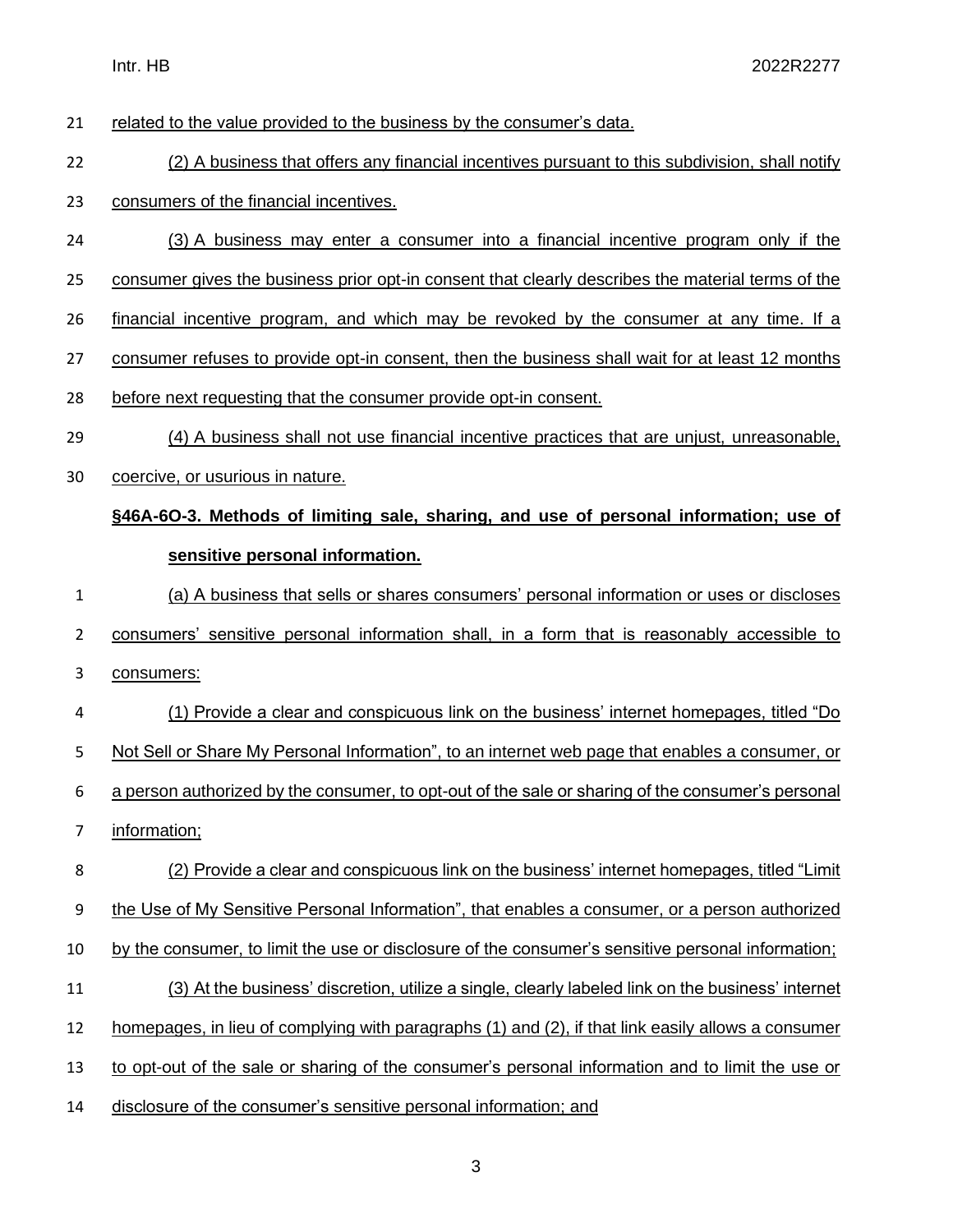related to the value provided to the business by the consumer's data.

(2) A business that offers any financial incentives pursuant to this subdivision, shall notify consumers of the financial incentives.

(3) A business may enter a consumer into a financial incentive program only if the consumer gives the business prior opt-in consent that clearly describes the material terms of the financial incentive program, and which may be revoked by the consumer at any time. If a consumer refuses to provide opt-in consent, then the business shall wait for at least 12 months before next requesting that the consumer provide opt-in consent.

(4) A business shall not use financial incentive practices that are unjust, unreasonable, coercive, or usurious in nature.

**§46A-6O-3. Methods of limiting sale, sharing, and use of personal information; use of sensitive personal information.**

(a) A business that sells or shares consumers' personal information or uses or discloses consumers' sensitive personal information shall, in a form that is reasonably accessible to consumers:

(1) Provide a clear and conspicuous link on the business' internet homepages, titled "Do Not Sell or Share My Personal Information", to an internet web page that enables a consumer, or a person authorized by the consumer, to opt-out of the sale or sharing of the consumer's personal information;

(2) Provide a clear and conspicuous link on the business' internet homepages, titled "Limit the Use of My Sensitive Personal Information", that enables a consumer, or a person authorized by the consumer, to limit the use or disclosure of the consumer's sensitive personal information;

(3) At the business' discretion, utilize a single, clearly labeled link on the business' internet homepages, in lieu of complying with paragraphs (1) and (2), if that link easily allows a consumer to opt-out of the sale or sharing of the consumer's personal information and to limit the use or disclosure of the consumer's sensitive personal information; and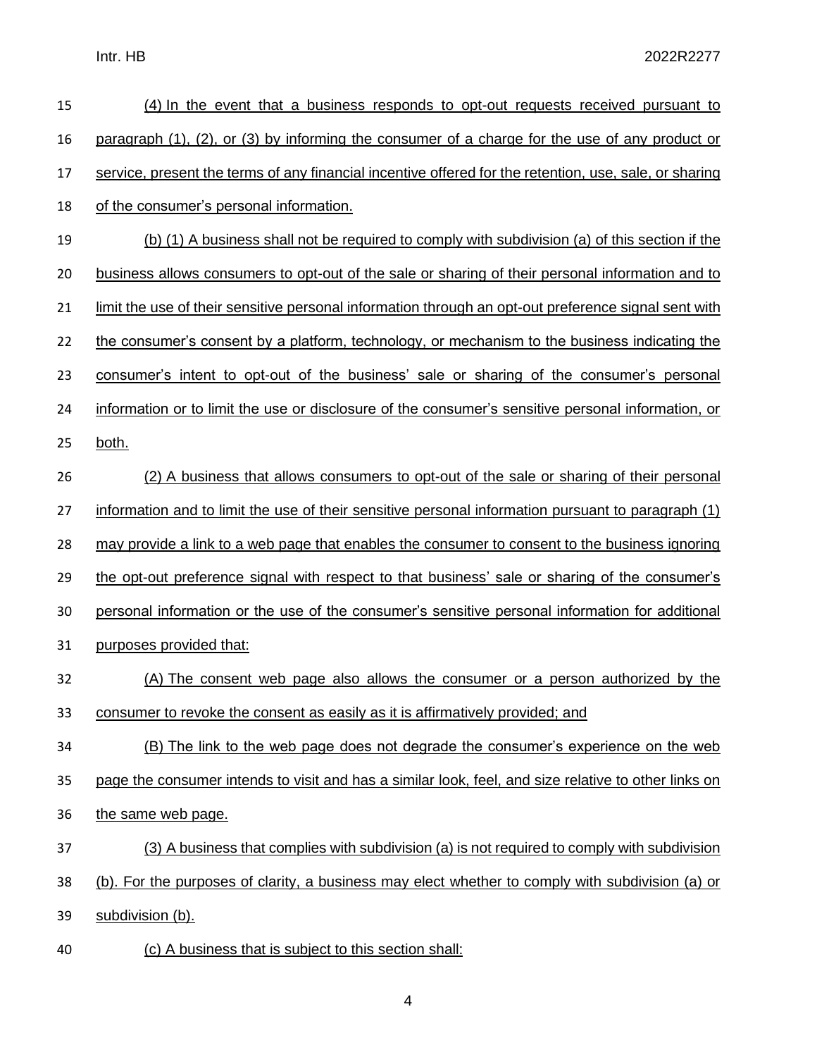(4) In the event that a business responds to opt-out requests received pursuant to paragraph (1), (2), or (3) by informing the consumer of a charge for the use of any product or service, present the terms of any financial incentive offered for the retention, use, sale, or sharing of the consumer's personal information.

(b) (1) A business shall not be required to comply with subdivision (a) of this section if the business allows consumers to opt-out of the sale or sharing of their personal information and to limit the use of their sensitive personal information through an opt-out preference signal sent with the consumer's consent by a platform, technology, or mechanism to the business indicating the consumer's intent to opt-out of the business' sale or sharing of the consumer's personal information or to limit the use or disclosure of the consumer's sensitive personal information, or both.

(2) A business that allows consumers to opt-out of the sale or sharing of their personal information and to limit the use of their sensitive personal information pursuant to paragraph (1) may provide a link to a web page that enables the consumer to consent to the business ignoring the opt-out preference signal with respect to that business' sale or sharing of the consumer's personal information or the use of the consumer's sensitive personal information for additional purposes provided that:

(A) The consent web page also allows the consumer or a person authorized by the consumer to revoke the consent as easily as it is affirmatively provided; and

(B) The link to the web page does not degrade the consumer's experience on the web page the consumer intends to visit and has a similar look, feel, and size relative to other links on the same web page.

(3) A business that complies with subdivision (a) is not required to comply with subdivision (b). For the purposes of clarity, a business may elect whether to comply with subdivision (a) or subdivision (b).

(c) A business that is subject to this section shall: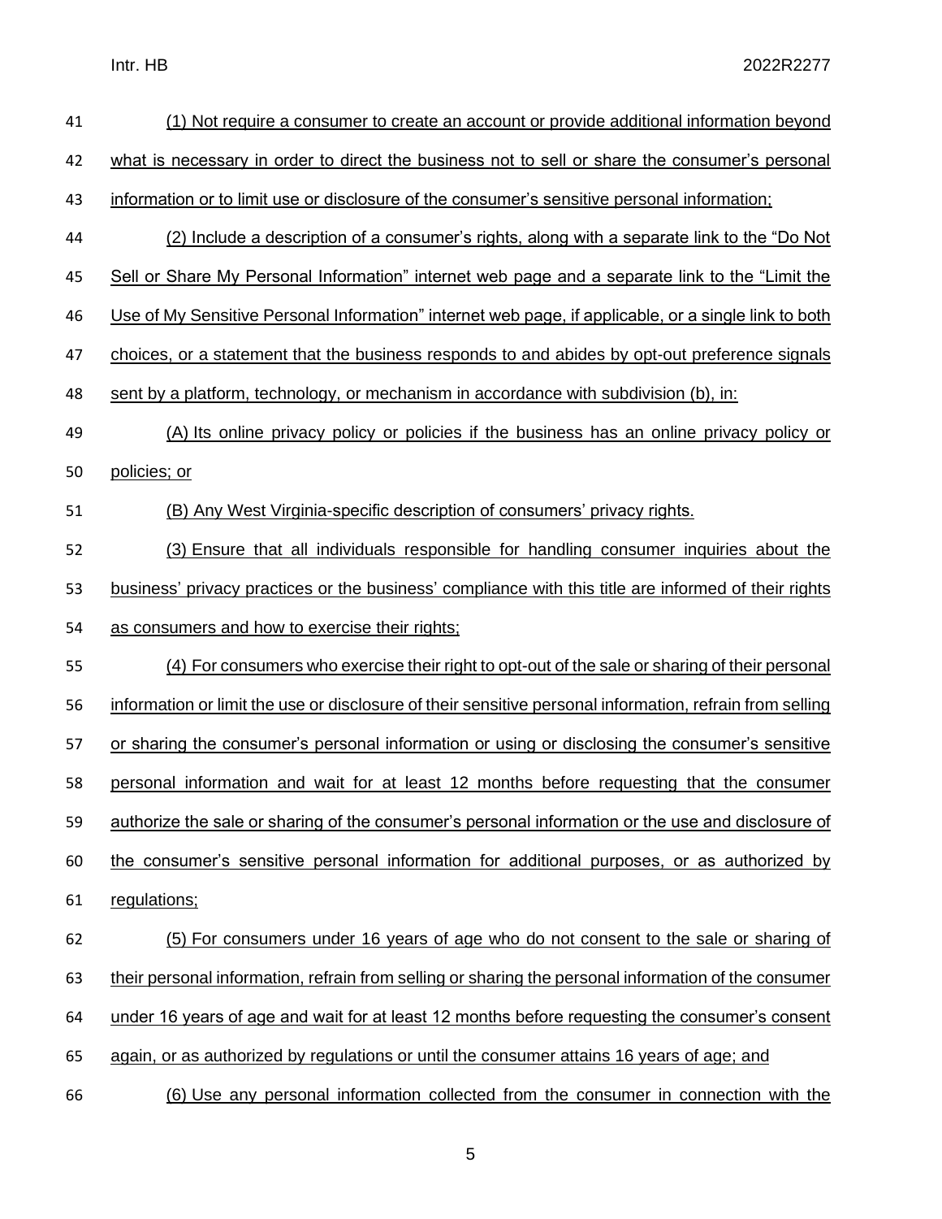(1) Not require a consumer to create an account or provide additional information beyond what is necessary in order to direct the business not to sell or share the consumer's personal information or to limit use or disclosure of the consumer's sensitive personal information;

(2) Include a description of a consumer's rights, along with a separate link to the "Do Not Sell or Share My Personal Information" internet web page and a separate link to the "Limit the Use of My Sensitive Personal Information" internet web page, if applicable, or a single link to both choices, or a statement that the business responds to and abides by opt-out preference signals sent by a platform, technology, or mechanism in accordance with subdivision (b), in:

(A) Its online privacy policy or policies if the business has an online privacy policy or policies; or

(B) Any West Virginia-specific description of consumers' privacy rights.

(3) Ensure that all individuals responsible for handling consumer inquiries about the business' privacy practices or the business' compliance with this title are informed of their rights as consumers and how to exercise their rights;

(4) For consumers who exercise their right to opt-out of the sale or sharing of their personal information or limit the use or disclosure of their sensitive personal information, refrain from selling or sharing the consumer's personal information or using or disclosing the consumer's sensitive personal information and wait for at least 12 months before requesting that the consumer authorize the sale or sharing of the consumer's personal information or the use and disclosure of the consumer's sensitive personal information for additional purposes, or as authorized by regulations;

(5) For consumers under 16 years of age who do not consent to the sale or sharing of their personal information, refrain from selling or sharing the personal information of the consumer under 16 years of age and wait for at least 12 months before requesting the consumer's consent again, or as authorized by regulations or until the consumer attains 16 years of age; and

(6) Use any personal information collected from the consumer in connection with the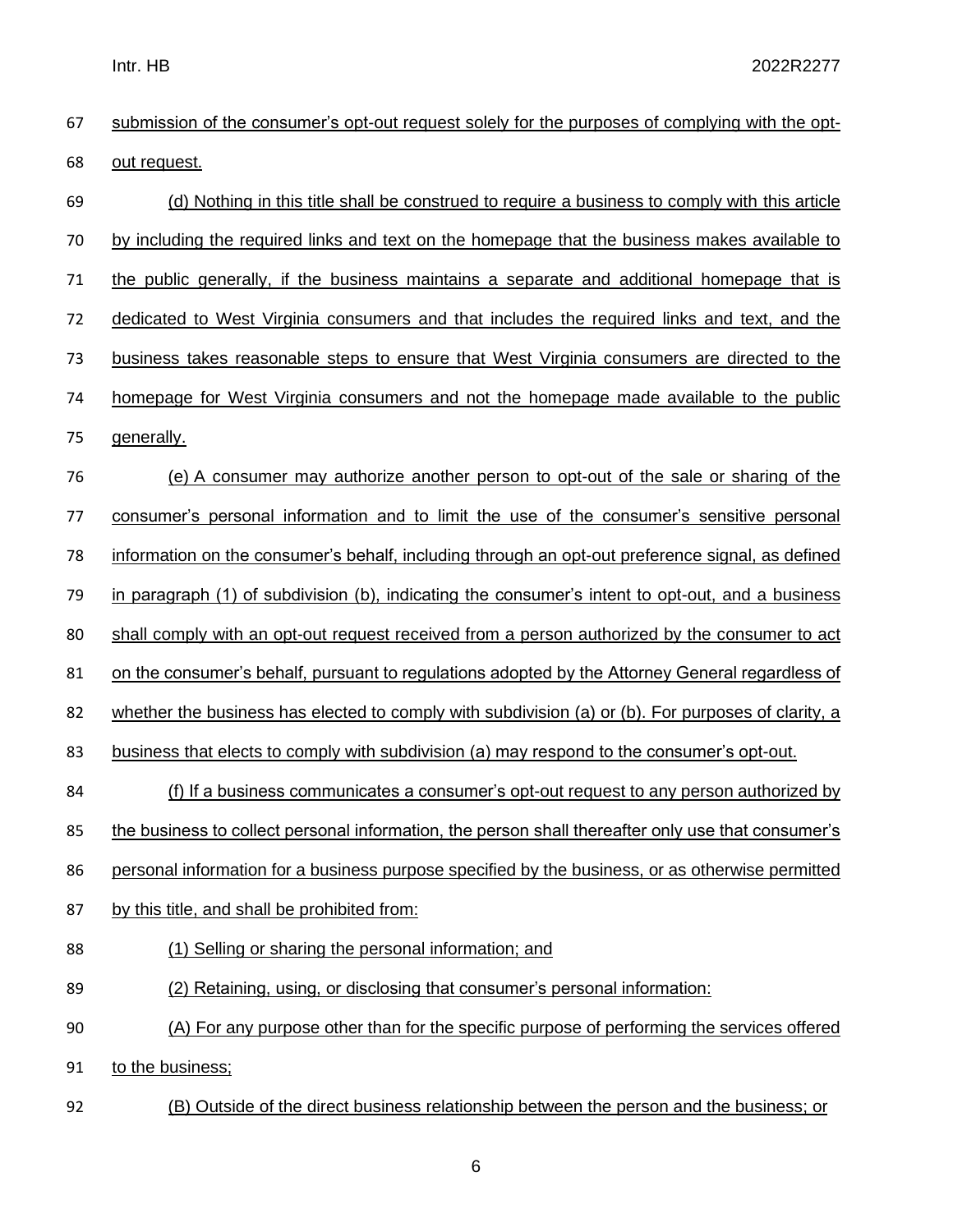submission of the consumer's opt-out request solely for the purposes of complying with the opt-out request.

(d) Nothing in this title shall be construed to require a business to comply with this article by including the required links and text on the homepage that the business makes available to the public generally, if the business maintains a separate and additional homepage that is dedicated to West Virginia consumers and that includes the required links and text, and the business takes reasonable steps to ensure that West Virginia consumers are directed to the homepage for West Virginia consumers and not the homepage made available to the public generally.

(e) A consumer may authorize another person to opt-out of the sale or sharing of the consumer's personal information and to limit the use of the consumer's sensitive personal information on the consumer's behalf, including through an opt-out preference signal, as defined in paragraph (1) of subdivision (b), indicating the consumer's intent to opt-out, and a business shall comply with an opt-out request received from a person authorized by the consumer to act on the consumer's behalf, pursuant to regulations adopted by the Attorney General regardless of whether the business has elected to comply with subdivision (a) or (b). For purposes of clarity, a business that elects to comply with subdivision (a) may respond to the consumer's opt-out.

(f) If a business communicates a consumer's opt-out request to any person authorized by the business to collect personal information, the person shall thereafter only use that consumer's personal information for a business purpose specified by the business, or as otherwise permitted by this title, and shall be prohibited from:

(1) Selling or sharing the personal information; and

(2) Retaining, using, or disclosing that consumer's personal information:

(A) For any purpose other than for the specific purpose of performing the services offered to the business;

(B) Outside of the direct business relationship between the person and the business; or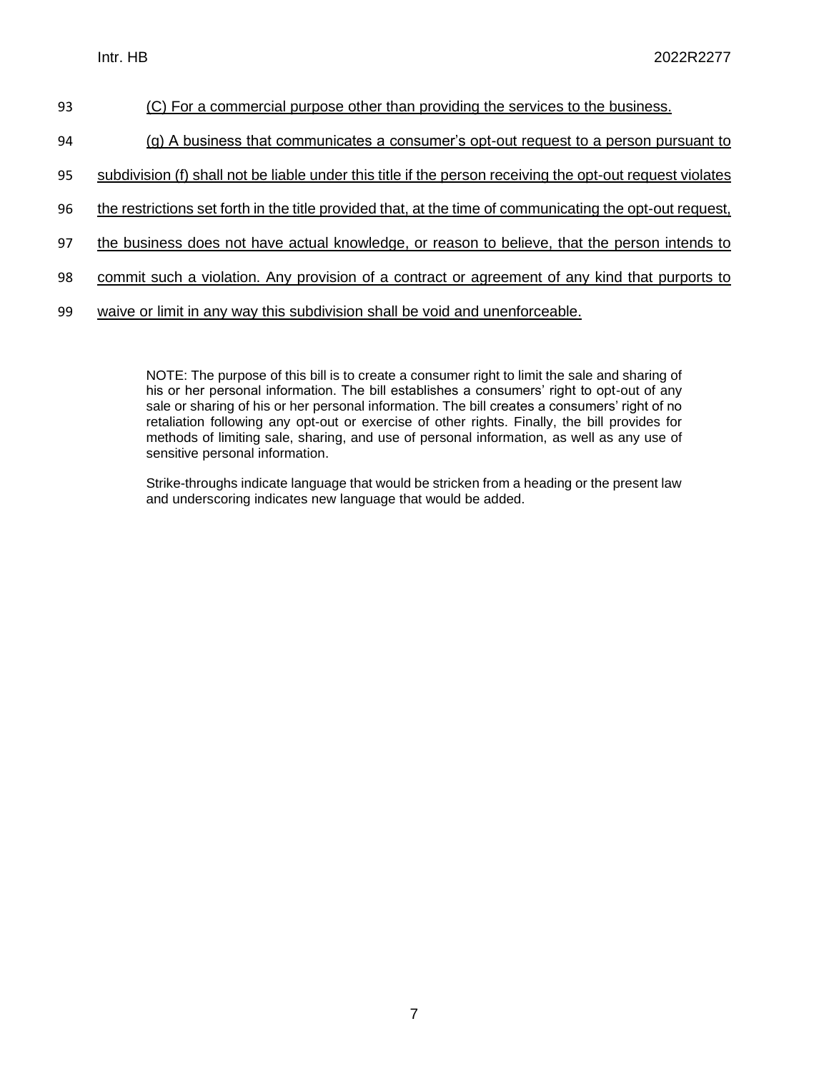(C) For a commercial purpose other than providing the services to the business.

(g) A business that communicates a consumer's opt-out request to a person pursuant to subdivision (f) shall not be liable under this title if the person receiving the opt-out request violates the restrictions set forth in the title provided that, at the time of communicating the opt-out request, the business does not have actual knowledge, or reason to believe, that the person intends to commit such a violation. Any provision of a contract or agreement of any kind that purports to waive or limit in any way this subdivision shall be void and unenforceable.

NOTE: The purpose of this bill is to create a consumer right to limit the sale and sharing of his or her personal information. The bill establishes a consumers' right to opt-out of any sale or sharing of his or her personal information. The bill creates a consumers' right of no retaliation following any opt-out or exercise of other rights. Finally, the bill provides for methods of limiting sale, sharing, and use of personal information, as well as any use of sensitive personal information.

Strike-throughs indicate language that would be stricken from a heading or the present law and underscoring indicates new language that would be added.